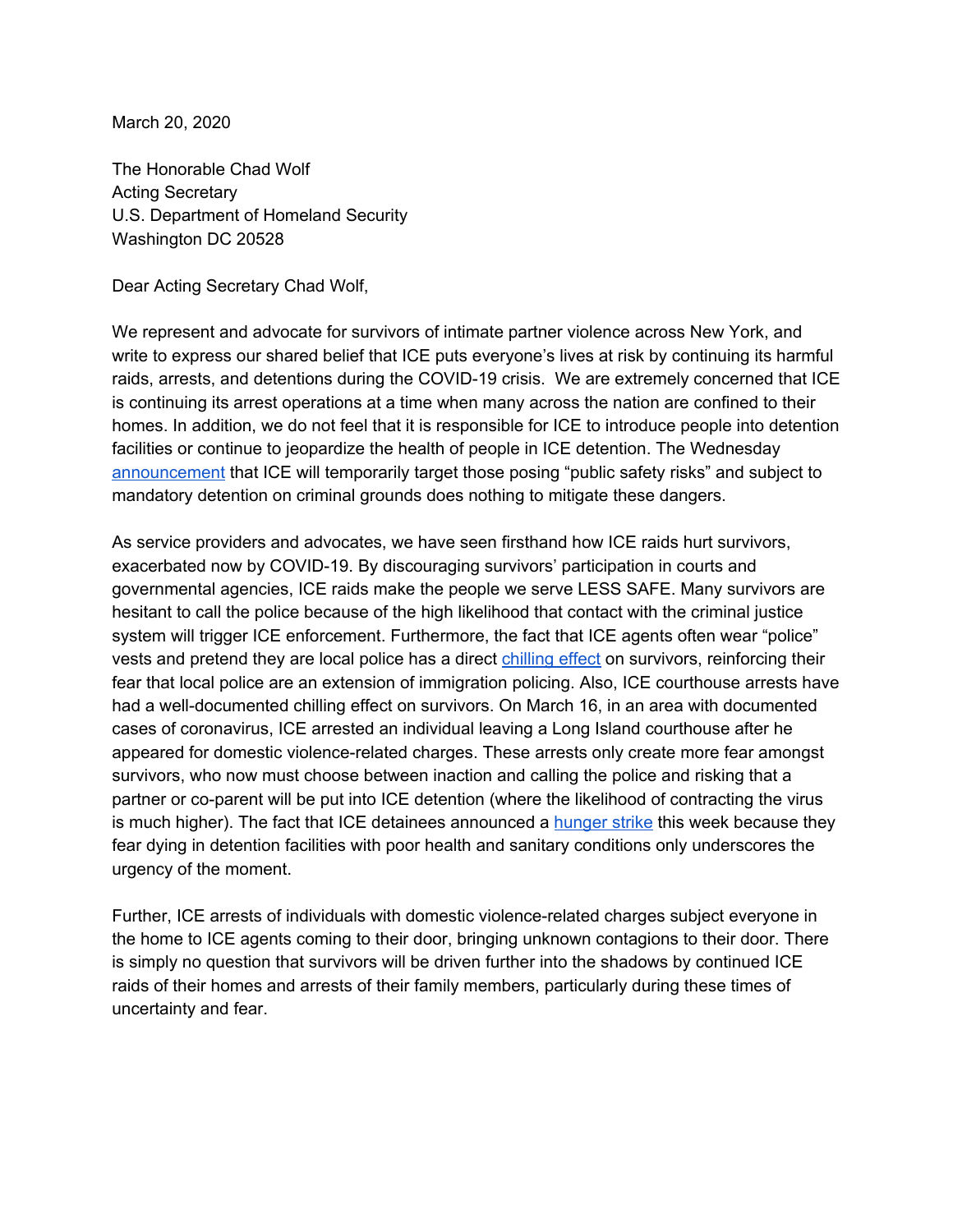March 20, 2020

The Honorable Chad Wolf
Acting Secretary
U.S. Department of Homeland Security
Washington DC 20528

Dear Acting Secretary Chad Wolf,

We represent and advocate for survivors of intimate partner violence across New York, and write to express our shared belief that ICE puts everyone's lives at risk by continuing its harmful raids, arrests, and detentions during the COVID-19 crisis. We are extremely concerned that ICE is continuing its arrest operations at a time when many across the nation are confined to their homes. In addition, we do not feel that it is responsible for ICE to introduce people into detention facilities or continue to jeopardize the health of people in ICE detention. The Wednesday announcement that ICE will temporarily target those posing "public safety risks" and subject to mandatory detention on criminal grounds does nothing to mitigate these dangers.

As service providers and advocates, we have seen firsthand how ICE raids hurt survivors, exacerbated now by COVID-19. By discouraging survivors' participation in courts and governmental agencies, ICE raids make the people we serve LESS SAFE. Many survivors are hesitant to call the police because of the high likelihood that contact with the criminal justice system will trigger ICE enforcement. Furthermore, the fact that ICE agents often wear "police" vests and pretend they are local police has a direct chilling effect on survivors, reinforcing their fear that local police are an extension of immigration policing. Also, ICE courthouse arrests have had a well-documented chilling effect on survivors. On March 16, in an area with documented cases of coronavirus, ICE arrested an individual leaving a Long Island courthouse after he appeared for domestic violence-related charges. These arrests only create more fear amongst survivors, who now must choose between inaction and calling the police and risking that a partner or co-parent will be put into ICE detention (where the likelihood of contracting the virus is much higher). The fact that ICE detainees announced a hunger strike this week because they fear dying in detention facilities with poor health and sanitary conditions only underscores the urgency of the moment.

Further, ICE arrests of individuals with domestic violence-related charges subject everyone in the home to ICE agents coming to their door, bringing unknown contagions to their door. There is simply no question that survivors will be driven further into the shadows by continued ICE raids of their homes and arrests of their family members, particularly during these times of uncertainty and fear.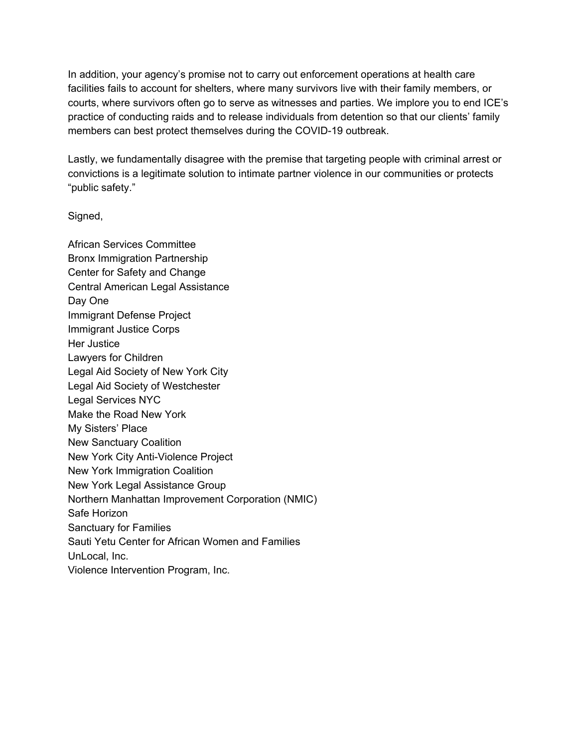In addition, your agency's promise not to carry out enforcement operations at health care facilities fails to account for shelters, where many survivors live with their family members, or courts, where survivors often go to serve as witnesses and parties. We implore you to end ICE's practice of conducting raids and to release individuals from detention so that our clients' family members can best protect themselves during the COVID-19 outbreak.

Lastly, we fundamentally disagree with the premise that targeting people with criminal arrest or convictions is a legitimate solution to intimate partner violence in our communities or protects "public safety."

Signed,

African Services Committee
Bronx Immigration Partnership
Center for Safety and Change
Central American Legal Assistance
Day One
Immigrant Defense Project
Immigrant Justice Corps
Her Justice
Lawyers for Children
Legal Aid Society of New York City
Legal Aid Society of Westchester
Legal Services NYC
Make the Road New York
My Sisters' Place
New Sanctuary Coalition
New York City Anti-Violence Project
New York Immigration Coalition
New York Legal Assistance Group
Northern Manhattan Improvement Corporation (NMIC)
Safe Horizon
Sanctuary for Families
Sauti Yetu Center for African Women and Families
UnLocal, Inc.
Violence Intervention Program, Inc.